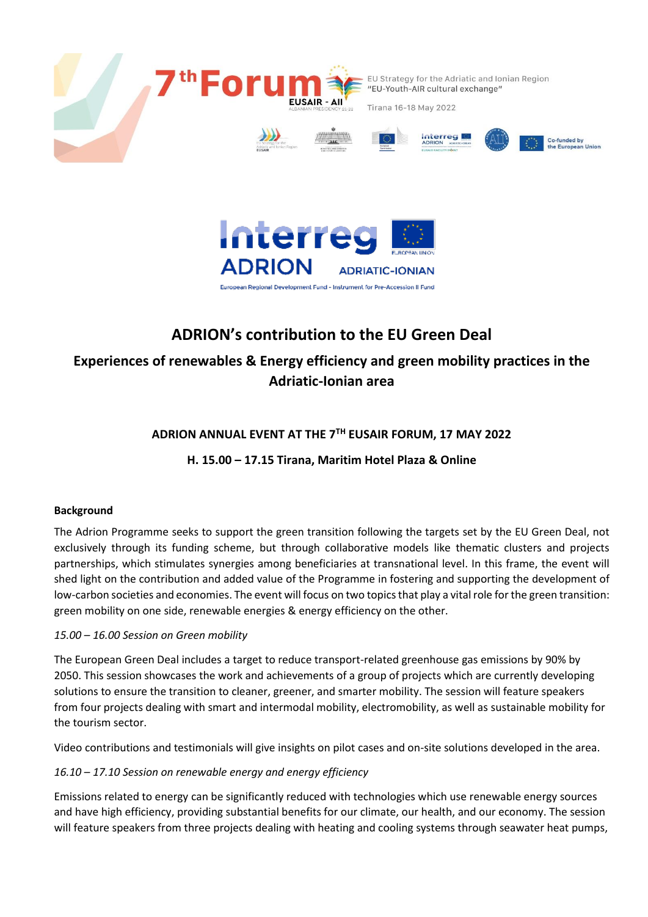7th Forum EUSAIR - AII ALBANIAN PRESIDENCY 21-22

EU Strategy for the Adriatic and Ionian Region
"EU-Youth-AIR cultural exchange"

Tirana 16-18 May 2022

Interreg ADRION ADRIATIC-IONIAN
European Regional Development Fund - Instrument for Pre-Accession II Fund

# ADRION's contribution to the EU Green Deal

## Experiences of renewables & Energy efficiency and green mobility practices in the Adriatic-Ionian area

### ADRION ANNUAL EVENT AT THE 7TH EUSAIR FORUM, 17 MAY 2022

### H. 15.00 – 17.15 Tirana, Maritim Hotel Plaza & Online

**Background**

The Adrion Programme seeks to support the green transition following the targets set by the EU Green Deal, not exclusively through its funding scheme, but through collaborative models like thematic clusters and projects partnerships, which stimulates synergies among beneficiaries at transnational level. In this frame, the event will shed light on the contribution and added value of the Programme in fostering and supporting the development of low-carbon societies and economies. The event will focus on two topics that play a vital role for the green transition: green mobility on one side, renewable energies & energy efficiency on the other.

*15.00 – 16.00 Session on Green mobility*

The European Green Deal includes a target to reduce transport-related greenhouse gas emissions by 90% by 2050. This session showcases the work and achievements of a group of projects which are currently developing solutions to ensure the transition to cleaner, greener, and smarter mobility. The session will feature speakers from four projects dealing with smart and intermodal mobility, electromobility, as well as sustainable mobility for the tourism sector.

Video contributions and testimonials will give insights on pilot cases and on-site solutions developed in the area.

*16.10 – 17.10 Session on renewable energy and energy efficiency*

Emissions related to energy can be significantly reduced with technologies which use renewable energy sources and have high efficiency, providing substantial benefits for our climate, our health, and our economy. The session will feature speakers from three projects dealing with heating and cooling systems through seawater heat pumps,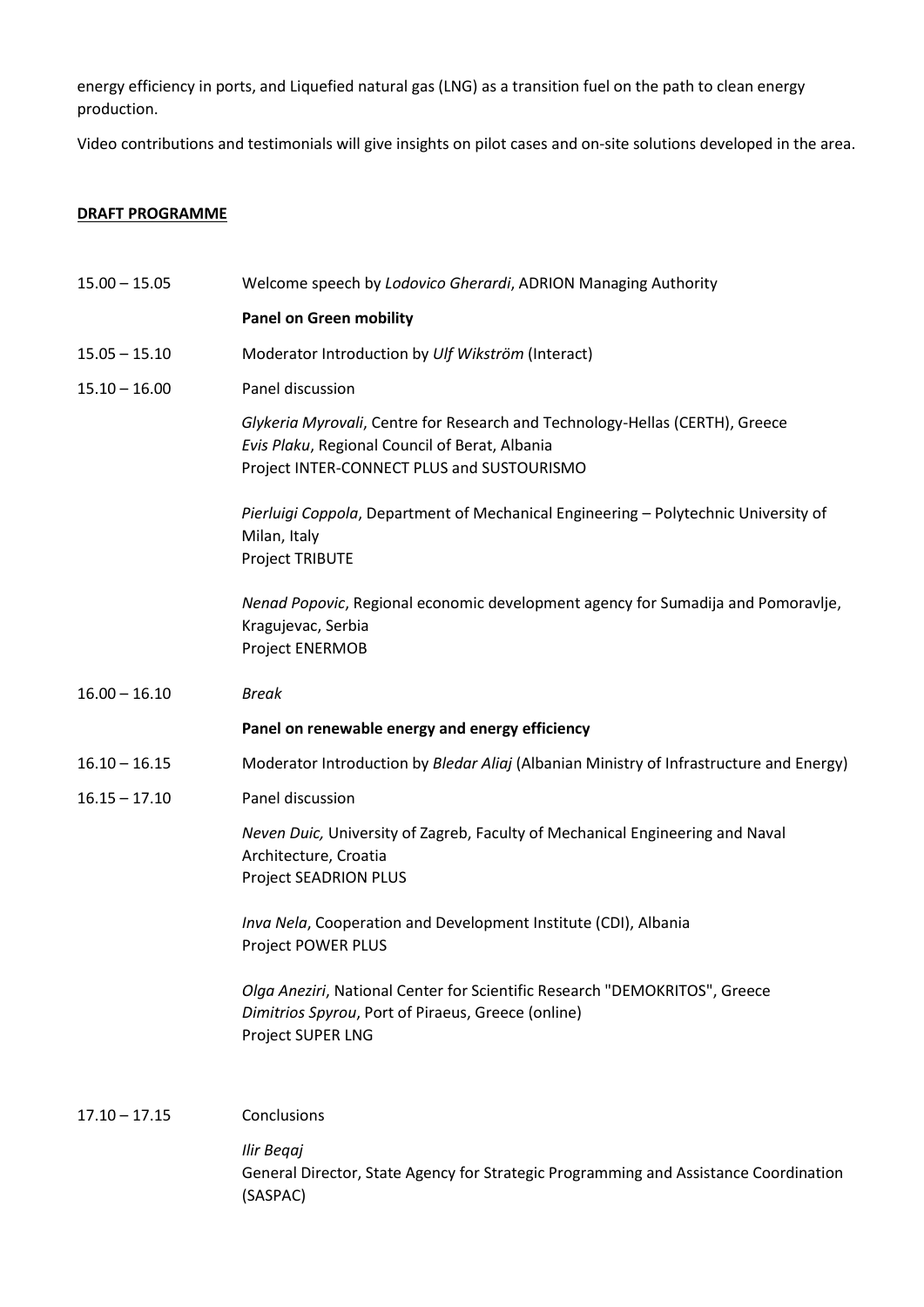energy efficiency in ports, and Liquefied natural gas (LNG) as a transition fuel on the path to clean energy production.

Video contributions and testimonials will give insights on pilot cases and on-site solutions developed in the area.

**DRAFT PROGRAMME**

| | |
|---|---|
| 15.00 – 15.05 | Welcome speech by *Lodovico Gherardi*, ADRION Managing Authority |
| | **Panel on Green mobility** |
| 15.05 – 15.10 | Moderator Introduction by *Ulf Wikström* (Interact) |
| 15.10 – 16.00 | Panel discussion |
| | *Glykeria Myrovali*, Centre for Research and Technology-Hellas (CERTH), Greece<br>*Evis Plaku*, Regional Council of Berat, Albania<br>Project INTER-CONNECT PLUS and SUSTOURISMO |
| | *Pierluigi Coppola*, Department of Mechanical Engineering – Polytechnic University of Milan, Italy<br>Project TRIBUTE |
| | *Nenad Popovic*, Regional economic development agency for Sumadija and Pomoravlje, Kragujevac, Serbia<br>Project ENERMOB |
| 16.00 – 16.10 | *Break* |
| | **Panel on renewable energy and energy efficiency** |
| 16.10 – 16.15 | Moderator Introduction by *Bledar Aliaj* (Albanian Ministry of Infrastructure and Energy) |
| 16.15 – 17.10 | Panel discussion |
| | *Neven Duic,* University of Zagreb, Faculty of Mechanical Engineering and Naval Architecture, Croatia<br>Project SEADRION PLUS |
| | *Inva Nela*, Cooperation and Development Institute (CDI), Albania<br>Project POWER PLUS |
| | *Olga Aneziri*, National Center for Scientific Research "DEMOKRITOS", Greece<br>*Dimitrios Spyrou*, Port of Piraeus, Greece (online)<br>Project SUPER LNG |
| 17.10 – 17.15 | Conclusions |
| | *Ilir Beqaj*<br>General Director, State Agency for Strategic Programming and Assistance Coordination (SASPAC) |